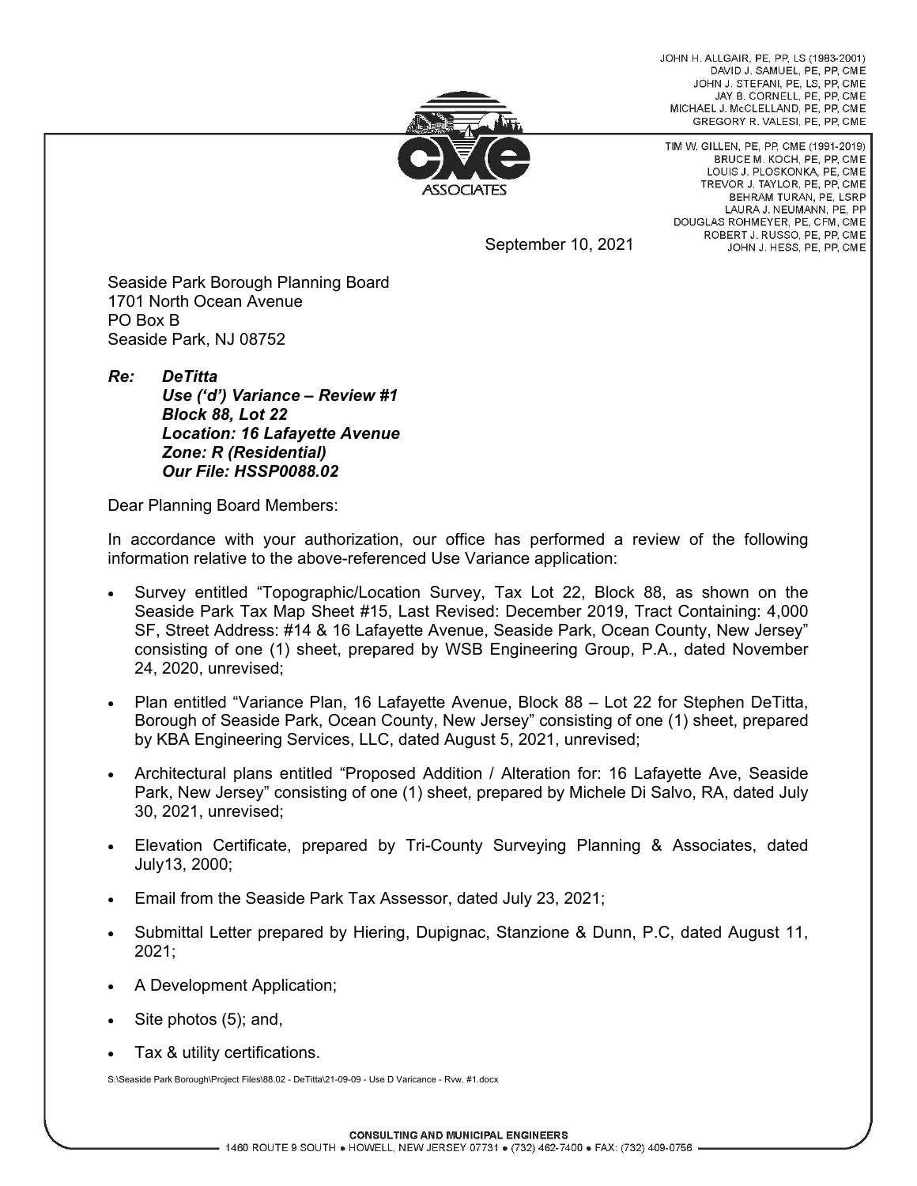JOHN H. ALLGAIR, PE, PP, LS (1983-2001)
DAVID J. SAMUEL, PE, PP, CME
JOHN J. STEFANI, PE, LS, PP, CME
JAY B. CORNELL, PE, PP, CME
MICHAEL J. McCLELLAND, PE, PP, CME
GREGORY R. VALESI, PE, PP, CME

TIM W. GILLEN, PE, PP, CME (1991-2019)
BRUCE M. KOCH, PE, PP, CME
LOUIS J. PLOSKONKA, PE, CME
TREVOR J. TAYLOR, PE, PP, CME
BEHRAM TURAN, PE, LSRP
LAURA J. NEUMANN, PE, PP
DOUGLAS ROHMEYER, PE, CFM, CME
ROBERT J. RUSSO, PE, PP, CME
JOHN J. HESS, PE, PP, CME

CME ASSOCIATES

September 10, 2021

Seaside Park Borough Planning Board
1701 North Ocean Avenue
PO Box B
Seaside Park, NJ 08752

***Re: DeTitta***
***Use ('d') Variance – Review #1***
***Block 88, Lot 22***
***Location: 16 Lafayette Avenue***
***Zone: R (Residential)***
***Our File: HSSP0088.02***

Dear Planning Board Members:

In accordance with your authorization, our office has performed a review of the following information relative to the above-referenced Use Variance application:

- Survey entitled "Topographic/Location Survey, Tax Lot 22, Block 88, as shown on the Seaside Park Tax Map Sheet #15, Last Revised: December 2019, Tract Containing: 4,000 SF, Street Address: #14 & 16 Lafayette Avenue, Seaside Park, Ocean County, New Jersey" consisting of one (1) sheet, prepared by WSB Engineering Group, P.A., dated November 24, 2020, unrevised;
- Plan entitled "Variance Plan, 16 Lafayette Avenue, Block 88 – Lot 22 for Stephen DeTitta, Borough of Seaside Park, Ocean County, New Jersey" consisting of one (1) sheet, prepared by KBA Engineering Services, LLC, dated August 5, 2021, unrevised;
- Architectural plans entitled "Proposed Addition / Alteration for: 16 Lafayette Ave, Seaside Park, New Jersey" consisting of one (1) sheet, prepared by Michele Di Salvo, RA, dated July 30, 2021, unrevised;
- Elevation Certificate, prepared by Tri-County Surveying Planning & Associates, dated July13, 2000;
- Email from the Seaside Park Tax Assessor, dated July 23, 2021;
- Submittal Letter prepared by Hiering, Dupignac, Stanzione & Dunn, P.C, dated August 11, 2021;
- A Development Application;
- Site photos (5); and,
- Tax & utility certifications.

S:\Seaside Park Borough\Project Files\88.02 - DeTitta\21-09-09 - Use D Varicance - Rvw. #1.docx

CONSULTING AND MUNICIPAL ENGINEERS
1460 ROUTE 9 SOUTH • HOWELL, NEW JERSEY 07731 • (732) 462-7400 • FAX: (732) 409-0756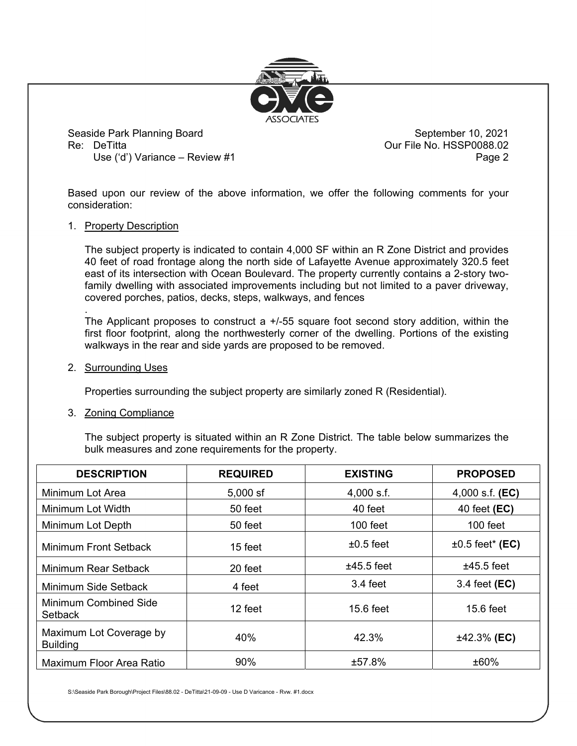Seaside Park Planning Board
Re: DeTitta
Use ('d') Variance – Review #1

September 10, 2021
Our File No. HSSP0088.02

Based upon our review of the above information, we offer the following comments for your consideration:

1. Property Description

   The subject property is indicated to contain 4,000 SF within an R Zone District and provides 40 feet of road frontage along the north side of Lafayette Avenue approximately 320.5 feet east of its intersection with Ocean Boulevard. The property currently contains a 2-story two-family dwelling with associated improvements including but not limited to a paver driveway, covered porches, patios, decks, steps, walkways, and fences

   .
   The Applicant proposes to construct a +/-55 square foot second story addition, within the first floor footprint, along the northwesterly corner of the dwelling. Portions of the existing walkways in the rear and side yards are proposed to be removed.

2. Surrounding Uses

   Properties surrounding the subject property are similarly zoned R (Residential).

3. Zoning Compliance

   The subject property is situated within an R Zone District. The table below summarizes the bulk measures and zone requirements for the property.

| DESCRIPTION | REQUIRED | EXISTING | PROPOSED |
|---|---|---|---|
| Minimum Lot Area | 5,000 sf | 4,000 s.f. | 4,000 s.f. **(EC)** |
| Minimum Lot Width | 50 feet | 40 feet | 40 feet **(EC)** |
| Minimum Lot Depth | 50 feet | 100 feet | 100 feet |
| Minimum Front Setback | 15 feet | ±0.5 feet | ±0.5 feet* **(EC)** |
| Minimum Rear Setback | 20 feet | ±45.5 feet | ±45.5 feet |
| Minimum Side Setback | 4 feet | 3.4 feet | 3.4 feet **(EC)** |
| Minimum Combined Side Setback | 12 feet | 15.6 feet | 15.6 feet |
| Maximum Lot Coverage by Building | 40% | 42.3% | ±42.3% **(EC)** |
| Maximum Floor Area Ratio | 90% | ±57.8% | ±60% |

S:\Seaside Park Borough\Project Files\88.02 - DeTitta\21-09-09 - Use D Varicance - Rvw. #1.docx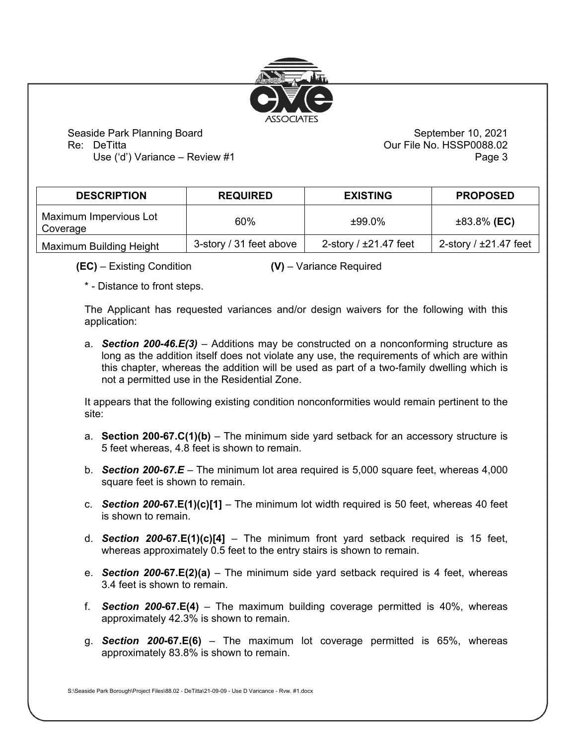| DESCRIPTION | REQUIRED | EXISTING | PROPOSED |
|---|---|---|---|
| Maximum Impervious Lot Coverage | 60% | ±99.0% | ±83.8% **(EC)** |
| Maximum Building Height | 3-story / 31 feet above | 2-story / ±21.47 feet | 2-story / ±21.47 feet |

**(EC)** – Existing Condition **(V)** – Variance Required

\* - Distance to front steps.

The Applicant has requested variances and/or design waivers for the following with this application:

a. ***Section 200-46.E(3)*** – Additions may be constructed on a nonconforming structure as long as the addition itself does not violate any use, the requirements of which are within this chapter, whereas the addition will be used as part of a two-family dwelling which is not a permitted use in the Residential Zone.

It appears that the following existing condition nonconformities would remain pertinent to the site:

a. **Section 200-67.C(1)(b)** – The minimum side yard setback for an accessory structure is 5 feet whereas, 4.8 feet is shown to remain.

b. ***Section 200-67.E*** – The minimum lot area required is 5,000 square feet, whereas 4,000 square feet is shown to remain.

c. ***Section 200*-67.E(1)(c)[1]** – The minimum lot width required is 50 feet, whereas 40 feet is shown to remain.

d. ***Section 200*-67.E(1)(c)[4]** – The minimum front yard setback required is 15 feet, whereas approximately 0.5 feet to the entry stairs is shown to remain.

e. ***Section 200*-67.E(2)(a)** – The minimum side yard setback required is 4 feet, whereas 3.4 feet is shown to remain.

f. ***Section 200*-67.E(4)** – The maximum building coverage permitted is 40%, whereas approximately 42.3% is shown to remain.

g. ***Section 200*-67.E(6)** – The maximum lot coverage permitted is 65%, whereas approximately 83.8% is shown to remain.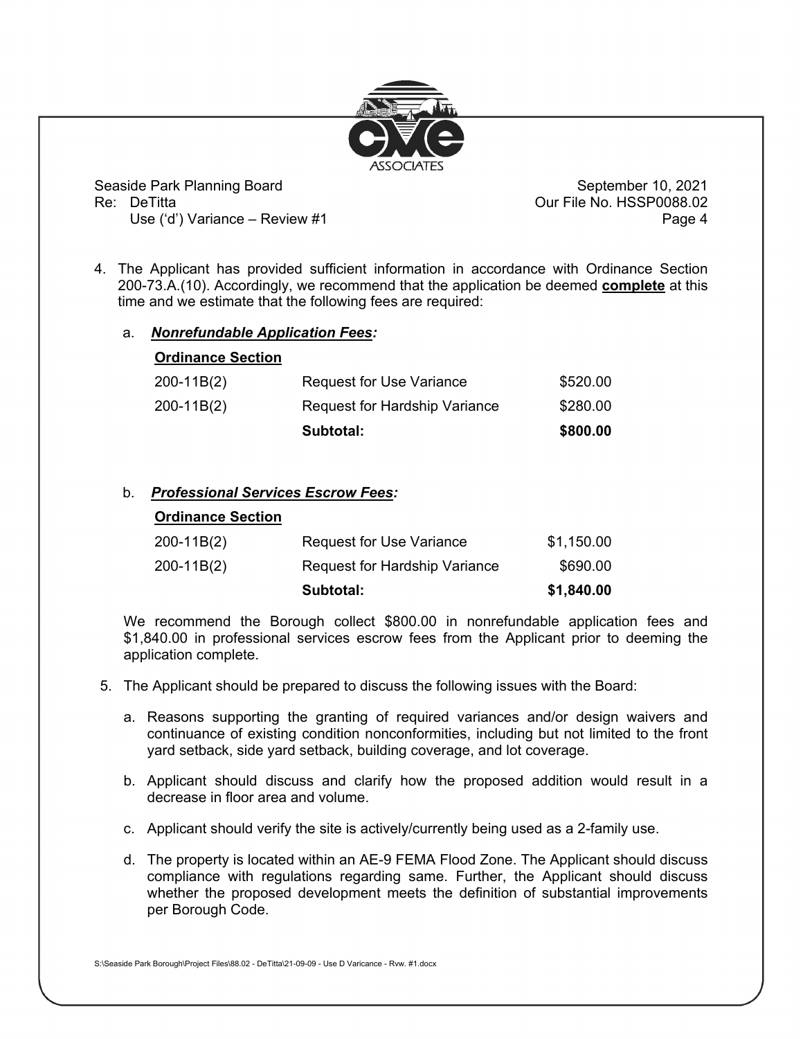4. The Applicant has provided sufficient information in accordance with Ordinance Section 200-73.A.(10). Accordingly, we recommend that the application be deemed **complete** at this time and we estimate that the following fees are required:

   a. ***Nonrefundable Application Fees:***

| Ordinance Section | | |
|---|---|---|
| 200-11B(2) | Request for Use Variance | $520.00 |
| 200-11B(2) | Request for Hardship Variance | $280.00 |
| | **Subtotal:** | **$800.00** |

   b. ***Professional Services Escrow Fees:***

| Ordinance Section | | |
|---|---|---|
| 200-11B(2) | Request for Use Variance | $1,150.00 |
| 200-11B(2) | Request for Hardship Variance | $690.00 |
| | **Subtotal:** | **$1,840.00** |

   We recommend the Borough collect $800.00 in nonrefundable application fees and $1,840.00 in professional services escrow fees from the Applicant prior to deeming the application complete.

5. The Applicant should be prepared to discuss the following issues with the Board:

   a. Reasons supporting the granting of required variances and/or design waivers and continuance of existing condition nonconformities, including but not limited to the front yard setback, side yard setback, building coverage, and lot coverage.

   b. Applicant should discuss and clarify how the proposed addition would result in a decrease in floor area and volume.

   c. Applicant should verify the site is actively/currently being used as a 2-family use.

   d. The property is located within an AE-9 FEMA Flood Zone. The Applicant should discuss compliance with regulations regarding same. Further, the Applicant should discuss whether the proposed development meets the definition of substantial improvements per Borough Code.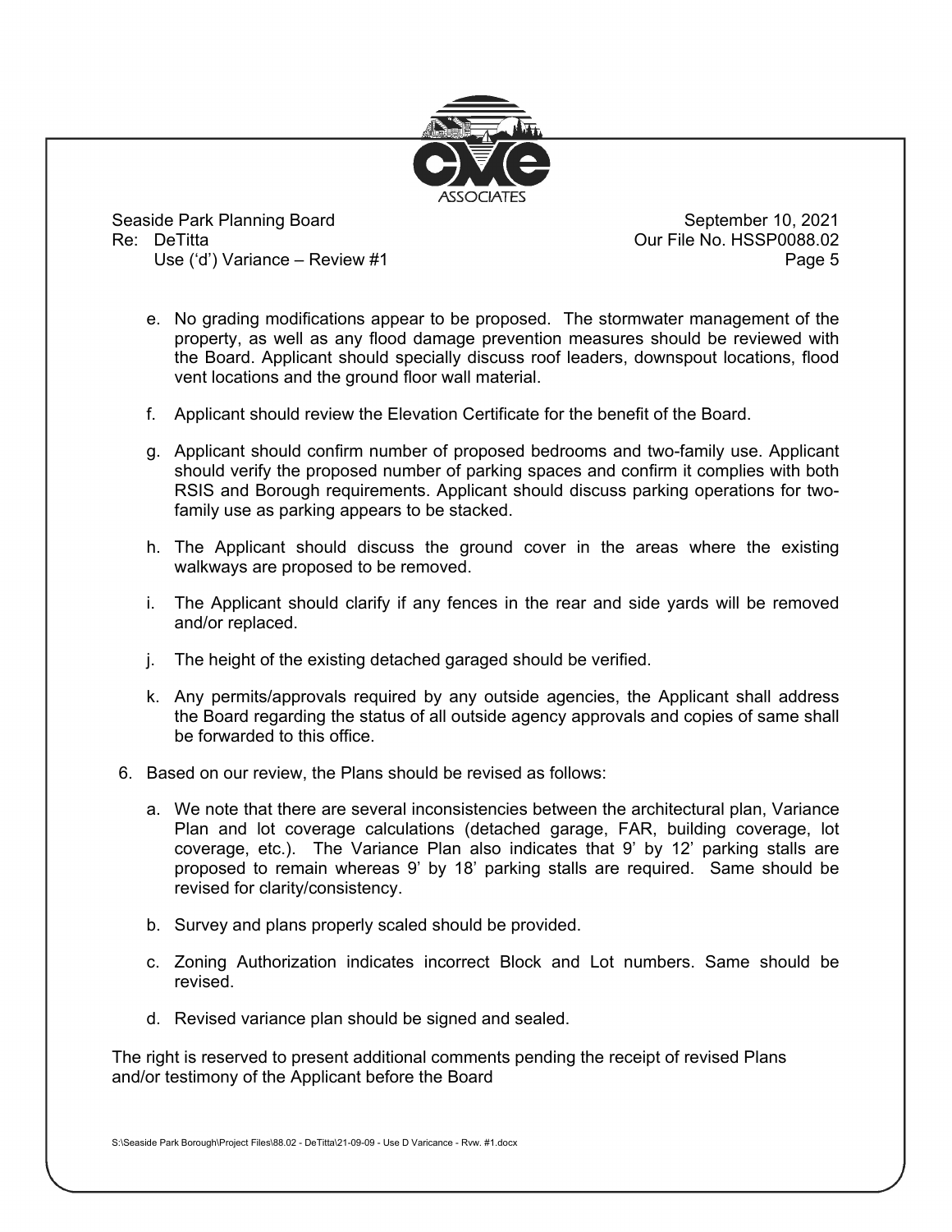e. No grading modifications appear to be proposed. The stormwater management of the property, as well as any flood damage prevention measures should be reviewed with the Board. Applicant should specially discuss roof leaders, downspout locations, flood vent locations and the ground floor wall material.

f. Applicant should review the Elevation Certificate for the benefit of the Board.

g. Applicant should confirm number of proposed bedrooms and two-family use. Applicant should verify the proposed number of parking spaces and confirm it complies with both RSIS and Borough requirements. Applicant should discuss parking operations for two-family use as parking appears to be stacked.

h. The Applicant should discuss the ground cover in the areas where the existing walkways are proposed to be removed.

i. The Applicant should clarify if any fences in the rear and side yards will be removed and/or replaced.

j. The height of the existing detached garaged should be verified.

k. Any permits/approvals required by any outside agencies, the Applicant shall address the Board regarding the status of all outside agency approvals and copies of same shall be forwarded to this office.

6. Based on our review, the Plans should be revised as follows:

   a. We note that there are several inconsistencies between the architectural plan, Variance Plan and lot coverage calculations (detached garage, FAR, building coverage, lot coverage, etc.). The Variance Plan also indicates that 9' by 12' parking stalls are proposed to remain whereas 9' by 18' parking stalls are required. Same should be revised for clarity/consistency.

   b. Survey and plans properly scaled should be provided.

   c. Zoning Authorization indicates incorrect Block and Lot numbers. Same should be revised.

   d. Revised variance plan should be signed and sealed.

The right is reserved to present additional comments pending the receipt of revised Plans and/or testimony of the Applicant before the Board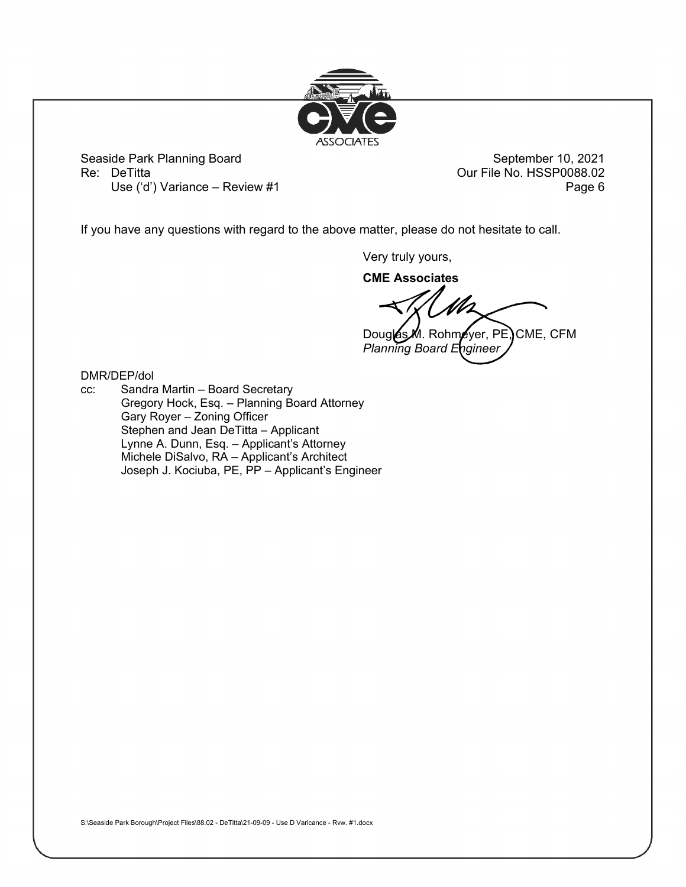If you have any questions with regard to the above matter, please do not hesitate to call.

Very truly yours,

**CME Associates**

Douglas M. Rohmeyer, PE, CME, CFM
*Planning Board Engineer*

DMR/DEP/dol

cc: Sandra Martin – Board Secretary
Gregory Hock, Esq. – Planning Board Attorney
Gary Royer – Zoning Officer
Stephen and Jean DeTitta – Applicant
Lynne A. Dunn, Esq. – Applicant's Attorney
Michele DiSalvo, RA – Applicant's Architect
Joseph J. Kociuba, PE, PP – Applicant's Engineer

S:\Seaside Park Borough\Project Files\88.02 - DeTitta\21-09-09 - Use D Varicance - Rvw. #1.docx